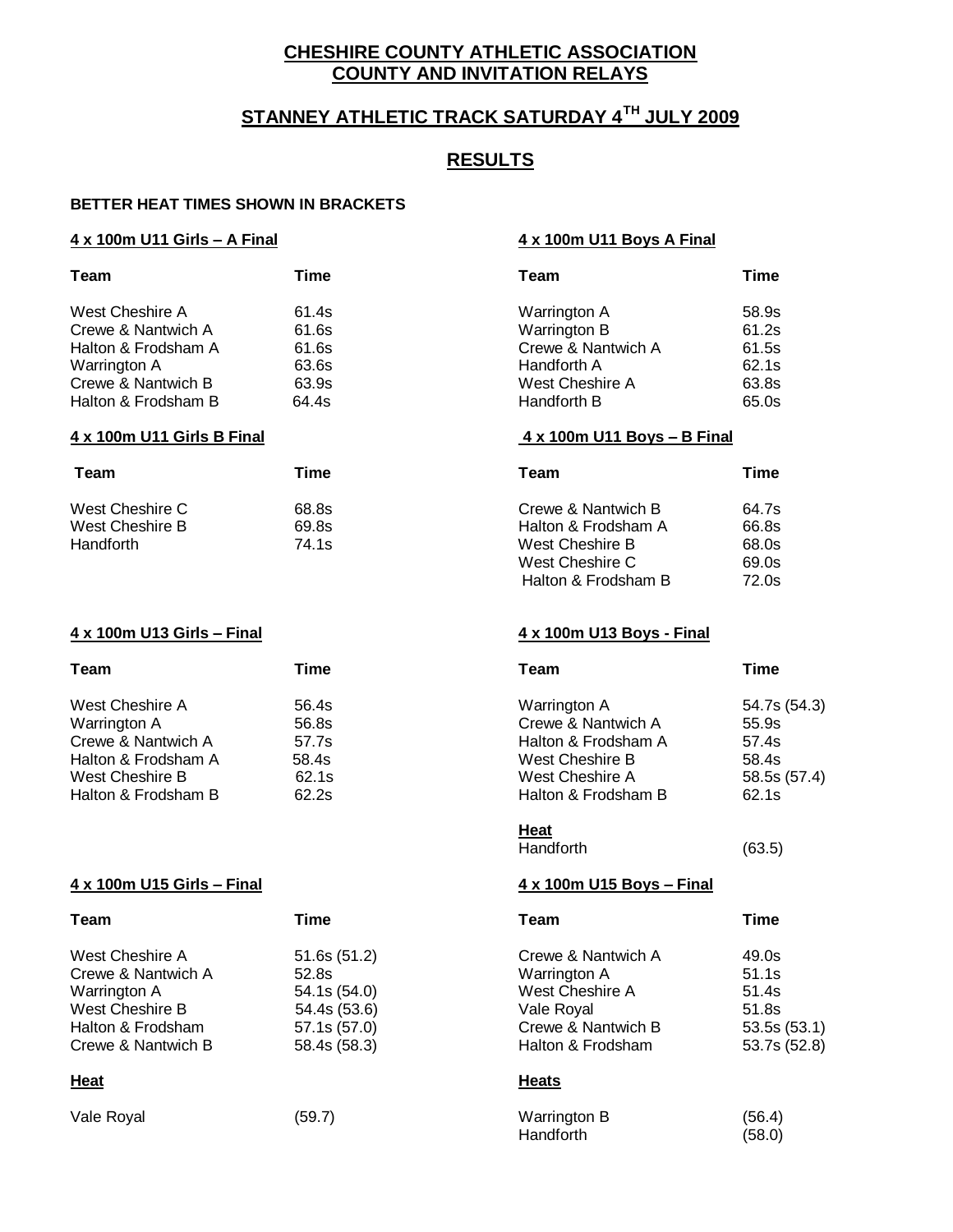# CHESHIRE COUNTY ATHLETIC ASSOCIATION
# COUNTY AND INVITATION RELAYS

## STANNEY ATHLETIC TRACK SATURDAY 4TH JULY 2009

## RESULTS

**BETTER HEAT TIMES SHOWN IN BRACKETS**

### 4 x 100m U11 Girls – A Final

| Team | Time |
|---|---|
| West Cheshire A | 61.4s |
| Crewe & Nantwich A | 61.6s |
| Halton & Frodsham A | 61.6s |
| Warrington A | 63.6s |
| Crewe & Nantwich B | 63.9s |
| Halton & Frodsham B | 64.4s |

### 4 x 100m U11 Girls B Final

| Team | Time |
|---|---|
| West Cheshire C | 68.8s |
| West Cheshire B | 69.8s |
| Handforth | 74.1s |

### 4 x 100m U11 Boys A Final

| Team | Time |
|---|---|
| Warrington A | 58.9s |
| Warrington B | 61.2s |
| Crewe & Nantwich A | 61.5s |
| Handforth A | 62.1s |
| West Cheshire A | 63.8s |
| Handforth B | 65.0s |

### 4 x 100m U11 Boys – B Final

| Team | Time |
|---|---|
| Crewe & Nantwich B | 64.7s |
| Halton & Frodsham A | 66.8s |
| West Cheshire B | 68.0s |
| West Cheshire C | 69.0s |
| Halton & Frodsham B | 72.0s |

### 4 x 100m U13 Girls – Final

| Team | Time |
|---|---|
| West Cheshire A | 56.4s |
| Warrington A | 56.8s |
| Crewe & Nantwich A | 57.7s |
| Halton & Frodsham A | 58.4s |
| West Cheshire B | 62.1s |
| Halton & Frodsham B | 62.2s |

### 4 x 100m U13 Boys - Final

| Team | Time |
|---|---|
| Warrington A | 54.7s (54.3) |
| Crewe & Nantwich A | 55.9s |
| Halton & Frodsham A | 57.4s |
| West Cheshire B | 58.4s |
| West Cheshire A | 58.5s (57.4) |
| Halton & Frodsham B | 62.1s |

**Heat**

| Team | Time |
|---|---|
| Handforth | (63.5) |

### 4 x 100m U15 Girls – Final

| Team | Time |
|---|---|
| West Cheshire A | 51.6s (51.2) |
| Crewe & Nantwich A | 52.8s |
| Warrington A | 54.1s (54.0) |
| West Cheshire B | 54.4s (53.6) |
| Halton & Frodsham | 57.1s (57.0) |
| Crewe & Nantwich B | 58.4s (58.3) |

**Heat**

| Team | Time |
|---|---|
| Vale Royal | (59.7) |

### 4 x 100m U15 Boys – Final

| Team | Time |
|---|---|
| Crewe & Nantwich A | 49.0s |
| Warrington A | 51.1s |
| West Cheshire A | 51.4s |
| Vale Royal | 51.8s |
| Crewe & Nantwich B | 53.5s (53.1) |
| Halton & Frodsham | 53.7s (52.8) |

**Heats**

| Team | Time |
|---|---|
| Warrington B | (56.4) |
| Handforth | (58.0) |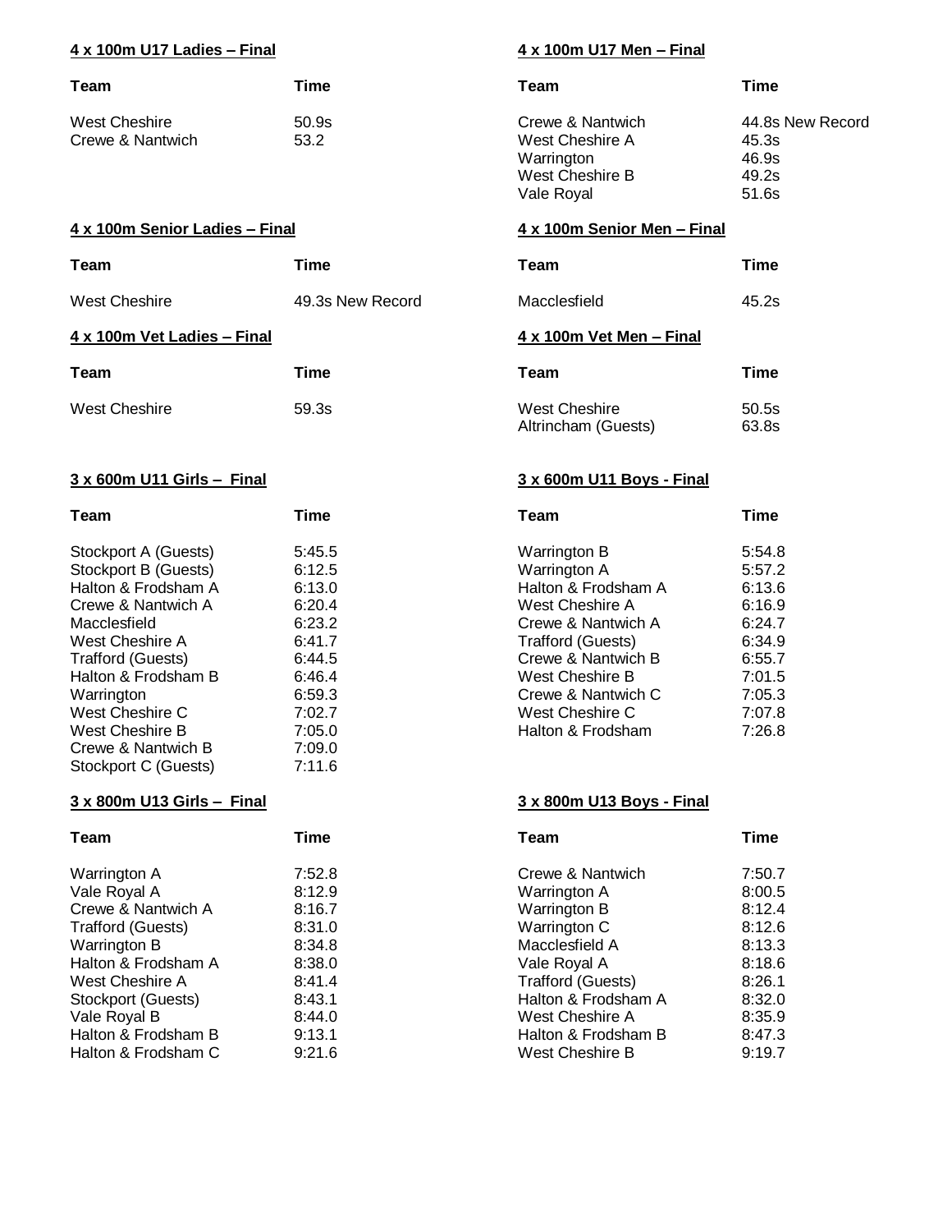**4 x 100m U17 Ladies – Final**

| Team | Time |
| --- | --- |
| West Cheshire | 50.9s |
| Crewe & Nantwich | 53.2 |

**4 x 100m U17 Men – Final**

| Team | Time |
| --- | --- |
| Crewe & Nantwich | 44.8s New Record |
| West Cheshire A | 45.3s |
| Warrington | 46.9s |
| West Cheshire B | 49.2s |
| Vale Royal | 51.6s |

**4 x 100m Senior Ladies – Final**

| Team | Time |
| --- | --- |
| West Cheshire | 49.3s New Record |

**4 x 100m Senior Men – Final**

| Team | Time |
| --- | --- |
| Macclesfield | 45.2s |

**4 x 100m Vet Ladies – Final**

| Team | Time |
| --- | --- |
| West Cheshire | 59.3s |

**4 x 100m Vet Men – Final**

| Team | Time |
| --- | --- |
| West Cheshire | 50.5s |
| Altrincham (Guests) | 63.8s |

**3 x 600m U11 Girls – Final**

| Team | Time |
| --- | --- |
| Stockport A (Guests) | 5:45.5 |
| Stockport B (Guests) | 6:12.5 |
| Halton & Frodsham A | 6:13.0 |
| Crewe & Nantwich A | 6:20.4 |
| Macclesfield | 6:23.2 |
| West Cheshire A | 6:41.7 |
| Trafford (Guests) | 6:44.5 |
| Halton & Frodsham B | 6:46.4 |
| Warrington | 6:59.3 |
| West Cheshire C | 7:02.7 |
| West Cheshire B | 7:05.0 |
| Crewe & Nantwich B | 7:09.0 |
| Stockport C (Guests) | 7:11.6 |

**3 x 600m U11 Boys - Final**

| Team | Time |
| --- | --- |
| Warrington B | 5:54.8 |
| Warrington A | 5:57.2 |
| Halton & Frodsham A | 6:13.6 |
| West Cheshire A | 6:16.9 |
| Crewe & Nantwich A | 6:24.7 |
| Trafford (Guests) | 6:34.9 |
| Crewe & Nantwich B | 6:55.7 |
| West Cheshire B | 7:01.5 |
| Crewe & Nantwich C | 7:05.3 |
| West Cheshire C | 7:07.8 |
| Halton & Frodsham | 7:26.8 |

**3 x 800m U13 Girls – Final**

| Team | Time |
| --- | --- |
| Warrington A | 7:52.8 |
| Vale Royal A | 8:12.9 |
| Crewe & Nantwich A | 8:16.7 |
| Trafford (Guests) | 8:31.0 |
| Warrington B | 8:34.8 |
| Halton & Frodsham A | 8:38.0 |
| West Cheshire A | 8:41.4 |
| Stockport (Guests) | 8:43.1 |
| Vale Royal B | 8:44.0 |
| Halton & Frodsham B | 9:13.1 |
| Halton & Frodsham C | 9:21.6 |

**3 x 800m U13 Boys - Final**

| Team | Time |
| --- | --- |
| Crewe & Nantwich | 7:50.7 |
| Warrington A | 8:00.5 |
| Warrington B | 8:12.4 |
| Warrington C | 8:12.6 |
| Macclesfield A | 8:13.3 |
| Vale Royal A | 8:18.6 |
| Trafford (Guests) | 8:26.1 |
| Halton & Frodsham A | 8:32.0 |
| West Cheshire A | 8:35.9 |
| Halton & Frodsham B | 8:47.3 |
| West Cheshire B | 9:19.7 |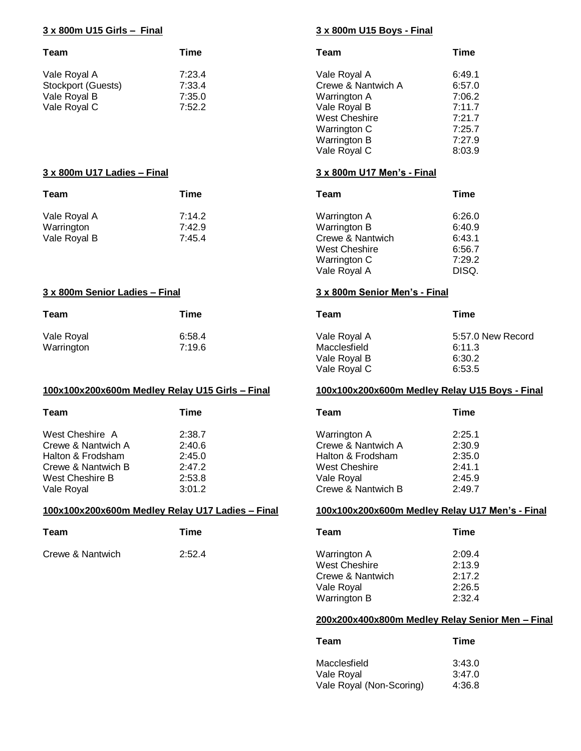**3 x 800m U15 Girls – Final**

| Team | Time |
|---|---|
| Vale Royal A | 7:23.4 |
| Stockport (Guests) | 7:33.4 |
| Vale Royal B | 7:35.0 |
| Vale Royal C | 7:52.2 |

**3 x 800m U15 Boys - Final**

| Team | Time |
|---|---|
| Vale Royal A | 6:49.1 |
| Crewe & Nantwich A | 6:57.0 |
| Warrington A | 7:06.2 |
| Vale Royal B | 7:11.7 |
| West Cheshire | 7:21.7 |
| Warrington C | 7:25.7 |
| Warrington B | 7:27.9 |
| Vale Royal C | 8:03.9 |

**3 x 800m U17 Ladies – Final**

| Team | Time |
|---|---|
| Vale Royal A | 7:14.2 |
| Warrington | 7:42.9 |
| Vale Royal B | 7:45.4 |

**3 x 800m U17 Men's - Final**

| Team | Time |
|---|---|
| Warrington A | 6:26.0 |
| Warrington B | 6:40.9 |
| Crewe & Nantwich | 6:43.1 |
| West Cheshire | 6:56.7 |
| Warrington C | 7:29.2 |
| Vale Royal A | DISQ. |

**3 x 800m Senior Ladies – Final**

| Team | Time |
|---|---|
| Vale Royal | 6:58.4 |
| Warrington | 7:19.6 |

**3 x 800m Senior Men's - Final**

| Team | Time |
|---|---|
| Vale Royal A | 5:57.0 New Record |
| Macclesfield | 6:11.3 |
| Vale Royal B | 6:30.2 |
| Vale Royal C | 6:53.5 |

**100x100x200x600m Medley Relay U15 Girls – Final**

| Team | Time |
|---|---|
| West Cheshire A | 2:38.7 |
| Crewe & Nantwich A | 2:40.6 |
| Halton & Frodsham | 2:45.0 |
| Crewe & Nantwich B | 2:47.2 |
| West Cheshire B | 2:53.8 |
| Vale Royal | 3:01.2 |

**100x100x200x600m Medley Relay U15 Boys - Final**

| Team | Time |
|---|---|
| Warrington A | 2:25.1 |
| Crewe & Nantwich A | 2:30.9 |
| Halton & Frodsham | 2:35.0 |
| West Cheshire | 2:41.1 |
| Vale Royal | 2:45.9 |
| Crewe & Nantwich B | 2:49.7 |

**100x100x200x600m Medley Relay U17 Ladies – Final**

| Team | Time |
|---|---|
| Crewe & Nantwich | 2:52.4 |

**100x100x200x600m Medley Relay U17 Men's - Final**

| Team | Time |
|---|---|
| Warrington A | 2:09.4 |
| West Cheshire | 2:13.9 |
| Crewe & Nantwich | 2:17.2 |
| Vale Royal | 2:26.5 |
| Warrington B | 2:32.4 |

**200x200x400x800m Medley Relay Senior Men – Final**

| Team | Time |
|---|---|
| Macclesfield | 3:43.0 |
| Vale Royal | 3:47.0 |
| Vale Royal (Non-Scoring) | 4:36.8 |